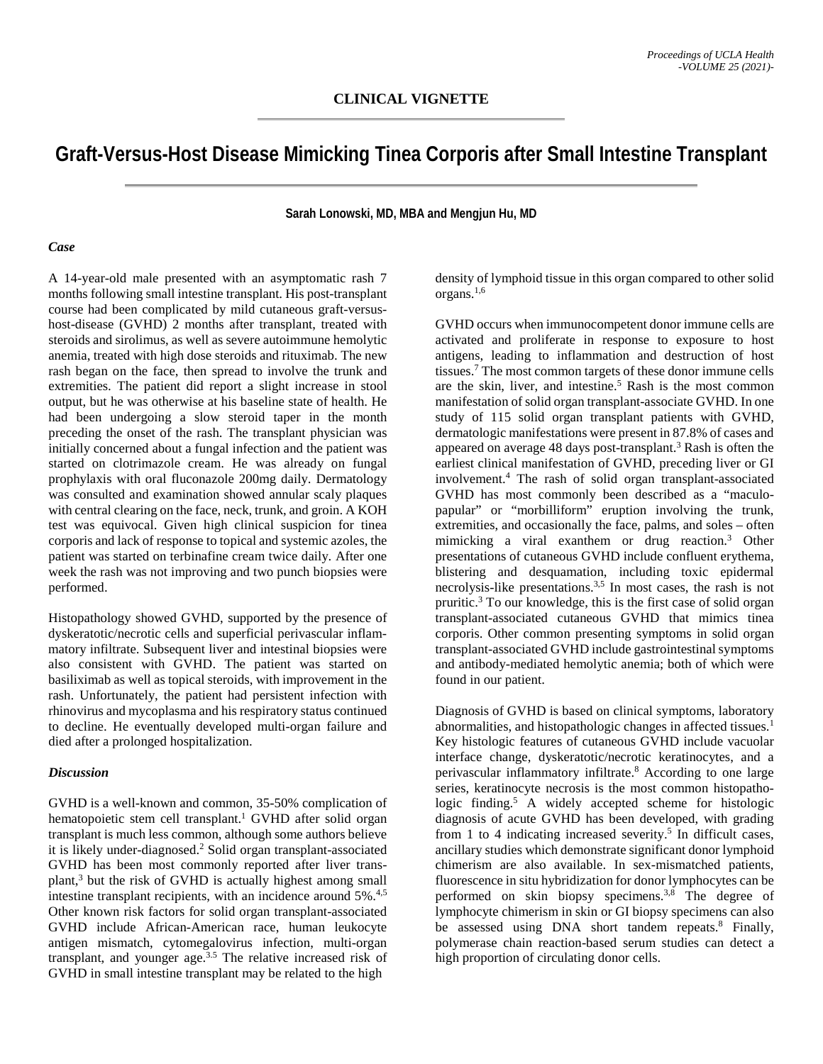**CLINICAL VIGNETTE**

# Graft-Versus-Host Disease Mimicking Tinea Corporis after Small Intestine Transplant

**Sarah Lonowski, MD, MBA and Mengjun Hu, MD**

### *Case*

A 14-year-old male presented with an asymptomatic rash 7 months following small intestine transplant. His post-transplant course had been complicated by mild cutaneous graft-versus-host-disease (GVHD) 2 months after transplant, treated with steroids and sirolimus, as well as severe autoimmune hemolytic anemia, treated with high dose steroids and rituximab. The new rash began on the face, then spread to involve the trunk and extremities. The patient did report a slight increase in stool output, but he was otherwise at his baseline state of health. He had been undergoing a slow steroid taper in the month preceding the onset of the rash. The transplant physician was initially concerned about a fungal infection and the patient was started on clotrimazole cream. He was already on fungal prophylaxis with oral fluconazole 200mg daily. Dermatology was consulted and examination showed annular scaly plaques with central clearing on the face, neck, trunk, and groin. A KOH test was equivocal. Given high clinical suspicion for tinea corporis and lack of response to topical and systemic azoles, the patient was started on terbinafine cream twice daily. After one week the rash was not improving and two punch biopsies were performed.

Histopathology showed GVHD, supported by the presence of dyskeratotic/necrotic cells and superficial perivascular inflammatory infiltrate. Subsequent liver and intestinal biopsies were also consistent with GVHD. The patient was started on basiliximab as well as topical steroids, with improvement in the rash. Unfortunately, the patient had persistent infection with rhinovirus and mycoplasma and his respiratory status continued to decline. He eventually developed multi-organ failure and died after a prolonged hospitalization.

### *Discussion*

GVHD is a well-known and common, 35-50% complication of hematopoietic stem cell transplant.[1] GVHD after solid organ transplant is much less common, although some authors believe it is likely under-diagnosed.[2] Solid organ transplant-associated GVHD has been most commonly reported after liver transplant,[3] but the risk of GVHD is actually highest among small intestine transplant recipients, with an incidence around 5%.[4,5] Other known risk factors for solid organ transplant-associated GVHD include African-American race, human leukocyte antigen mismatch, cytomegalovirus infection, multi-organ transplant, and younger age.[3,5] The relative increased risk of GVHD in small intestine transplant may be related to the high density of lymphoid tissue in this organ compared to other solid organs.[1,6]

GVHD occurs when immunocompetent donor immune cells are activated and proliferate in response to exposure to host antigens, leading to inflammation and destruction of host tissues.[7] The most common targets of these donor immune cells are the skin, liver, and intestine.[5] Rash is the most common manifestation of solid organ transplant-associate GVHD. In one study of 115 solid organ transplant patients with GVHD, dermatologic manifestations were present in 87.8% of cases and appeared on average 48 days post-transplant.[3] Rash is often the earliest clinical manifestation of GVHD, preceding liver or GI involvement.[4] The rash of solid organ transplant-associated GVHD has most commonly been described as a "maculo-papular" or "morbilliform" eruption involving the trunk, extremities, and occasionally the face, palms, and soles – often mimicking a viral exanthem or drug reaction.[3] Other presentations of cutaneous GVHD include confluent erythema, blistering and desquamation, including toxic epidermal necrolysis-like presentations.[3,5] In most cases, the rash is not pruritic.[3] To our knowledge, this is the first case of solid organ transplant-associated cutaneous GVHD that mimics tinea corporis. Other common presenting symptoms in solid organ transplant-associated GVHD include gastrointestinal symptoms and antibody-mediated hemolytic anemia; both of which were found in our patient.

Diagnosis of GVHD is based on clinical symptoms, laboratory abnormalities, and histopathologic changes in affected tissues.[1] Key histologic features of cutaneous GVHD include vacuolar interface change, dyskeratotic/necrotic keratinocytes, and a perivascular inflammatory infiltrate.[8] According to one large series, keratinocyte necrosis is the most common histopathologic finding.[5] A widely accepted scheme for histologic diagnosis of acute GVHD has been developed, with grading from 1 to 4 indicating increased severity.[5] In difficult cases, ancillary studies which demonstrate significant donor lymphoid chimerism are also available. In sex-mismatched patients, fluorescence in situ hybridization for donor lymphocytes can be performed on skin biopsy specimens.[3,8] The degree of lymphocyte chimerism in skin or GI biopsy specimens can also be assessed using DNA short tandem repeats.[8] Finally, polymerase chain reaction-based serum studies can detect a high proportion of circulating donor cells.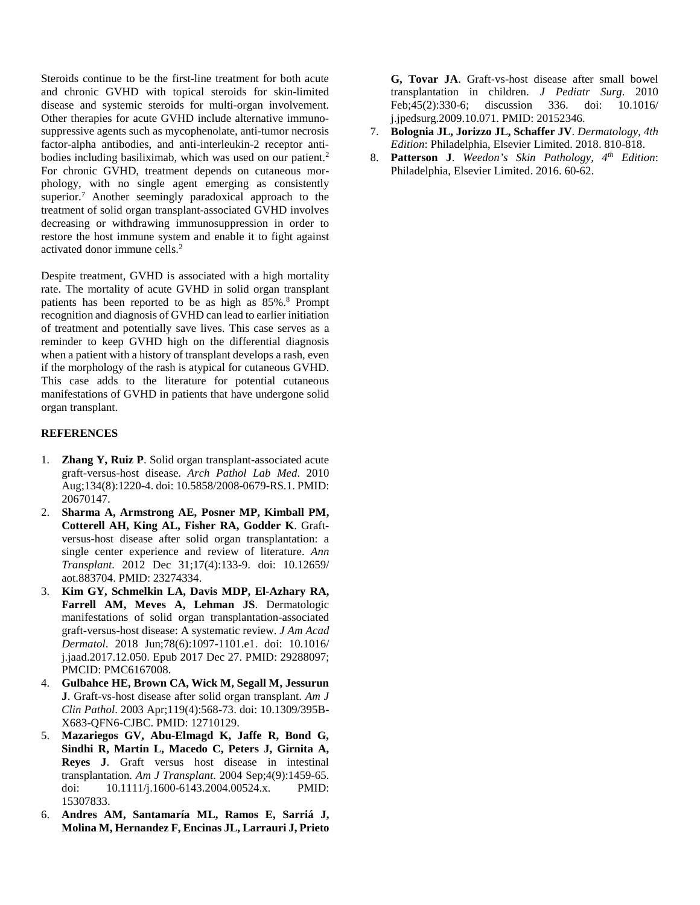Steroids continue to be the first-line treatment for both acute and chronic GVHD with topical steroids for skin-limited disease and systemic steroids for multi-organ involvement. Other therapies for acute GVHD include alternative immunosuppressive agents such as mycophenolate, anti-tumor necrosis factor-alpha antibodies, and anti-interleukin-2 receptor antibodies including basiliximab, which was used on our patient.[2] For chronic GVHD, treatment depends on cutaneous morphology, with no single agent emerging as consistently superior.[7] Another seemingly paradoxical approach to the treatment of solid organ transplant-associated GVHD involves decreasing or withdrawing immunosuppression in order to restore the host immune system and enable it to fight against activated donor immune cells.[2]

Despite treatment, GVHD is associated with a high mortality rate. The mortality of acute GVHD in solid organ transplant patients has been reported to be as high as 85%.[8] Prompt recognition and diagnosis of GVHD can lead to earlier initiation of treatment and potentially save lives. This case serves as a reminder to keep GVHD high on the differential diagnosis when a patient with a history of transplant develops a rash, even if the morphology of the rash is atypical for cutaneous GVHD. This case adds to the literature for potential cutaneous manifestations of GVHD in patients that have undergone solid organ transplant.

## REFERENCES

1. **Zhang Y, Ruiz P**. Solid organ transplant-associated acute graft-versus-host disease. *Arch Pathol Lab Med*. 2010 Aug;134(8):1220-4. doi: 10.5858/2008-0679-RS.1. PMID: 20670147.
2. **Sharma A, Armstrong AE, Posner MP, Kimball PM, Cotterell AH, King AL, Fisher RA, Godder K**. Graft-versus-host disease after solid organ transplantation: a single center experience and review of literature. *Ann Transplant*. 2012 Dec 31;17(4):133-9. doi: 10.12659/aot.883704. PMID: 23274334.
3. **Kim GY, Schmelkin LA, Davis MDP, El-Azhary RA, Farrell AM, Meves A, Lehman JS**. Dermatologic manifestations of solid organ transplantation-associated graft-versus-host disease: A systematic review. *J Am Acad Dermatol*. 2018 Jun;78(6):1097-1101.e1. doi: 10.1016/j.jaad.2017.12.050. Epub 2017 Dec 27. PMID: 29288097; PMCID: PMC6167008.
4. **Gulbahce HE, Brown CA, Wick M, Segall M, Jessurun J**. Graft-vs-host disease after solid organ transplant. *Am J Clin Pathol*. 2003 Apr;119(4):568-73. doi: 10.1309/395B-X683-QFN6-CJBC. PMID: 12710129.
5. **Mazariegos GV, Abu-Elmagd K, Jaffe R, Bond G, Sindhi R, Martin L, Macedo C, Peters J, Girnita A, Reyes J**. Graft versus host disease in intestinal transplantation. *Am J Transplant*. 2004 Sep;4(9):1459-65. doi: 10.1111/j.1600-6143.2004.00524.x. PMID: 15307833.
6. **Andres AM, Santamaría ML, Ramos E, Sarriá J, Molina M, Hernandez F, Encinas JL, Larrauri J, Prieto G, Tovar JA**. Graft-vs-host disease after small bowel transplantation in children. *J Pediatr Surg*. 2010 Feb;45(2):330-6; discussion 336. doi: 10.1016/j.jpedsurg.2009.10.071. PMID: 20152346.
7. **Bolognia JL, Jorizzo JL, Schaffer JV**. *Dermatology, 4th Edition*: Philadelphia, Elsevier Limited. 2018. 810-818.
8. **Patterson J**. *Weedon's Skin Pathology, 4th Edition*: Philadelphia, Elsevier Limited. 2016. 60-62.